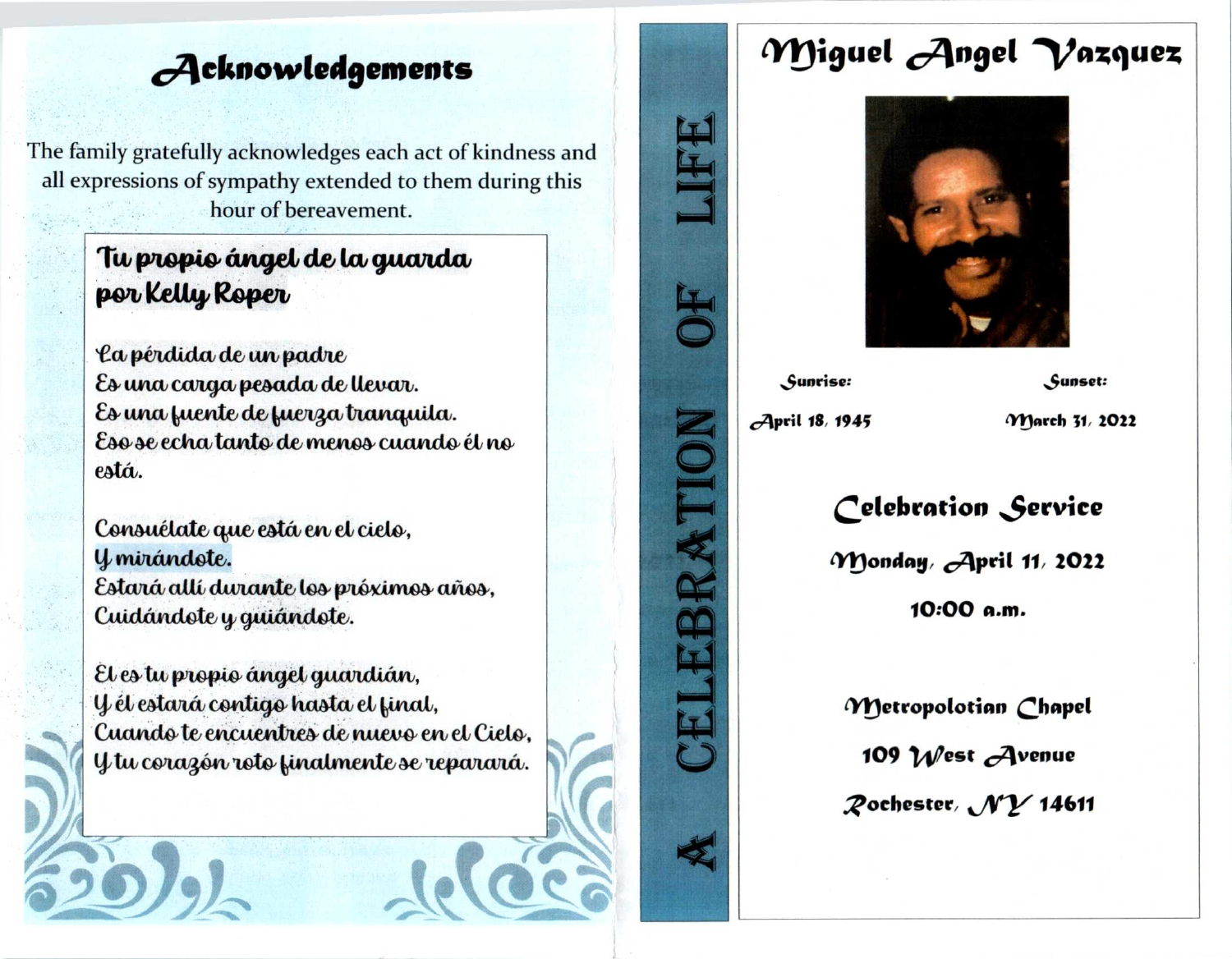# Acknowledgements

The family gratefully acknowledges each act of kindness and all expressions of sympathy extended to them during this hour of bereavement.

## Tu propio ángel de la guarda por Kelly Roper

La pérdida de un padre
Es una carga pesada de llevar.
Es una fuente de fuerza tranquila.
Eso se echa tanto de menos cuando él no está.

Consuélate que está en el cielo,
Y mirándote.
Estará allí durante los próximos años,
Cuidándote y guiándote.

El es tu propio ángel guardián,
Y él estará contigo hasta el final,
Cuando te encuentres de nuevo en el Cielo,
Y tu corazón roto finalmente se reparará.

A CELEBRATION OF LIFE

# Miguel Angel Vazquez

**Sunrise:** April 18, 1945

**Sunset:** March 31, 2022

## Celebration Service

Monday, April 11, 2022

10:00 a.m.

Metropolotian Chapel

109 West Avenue

Rochester, NY 14611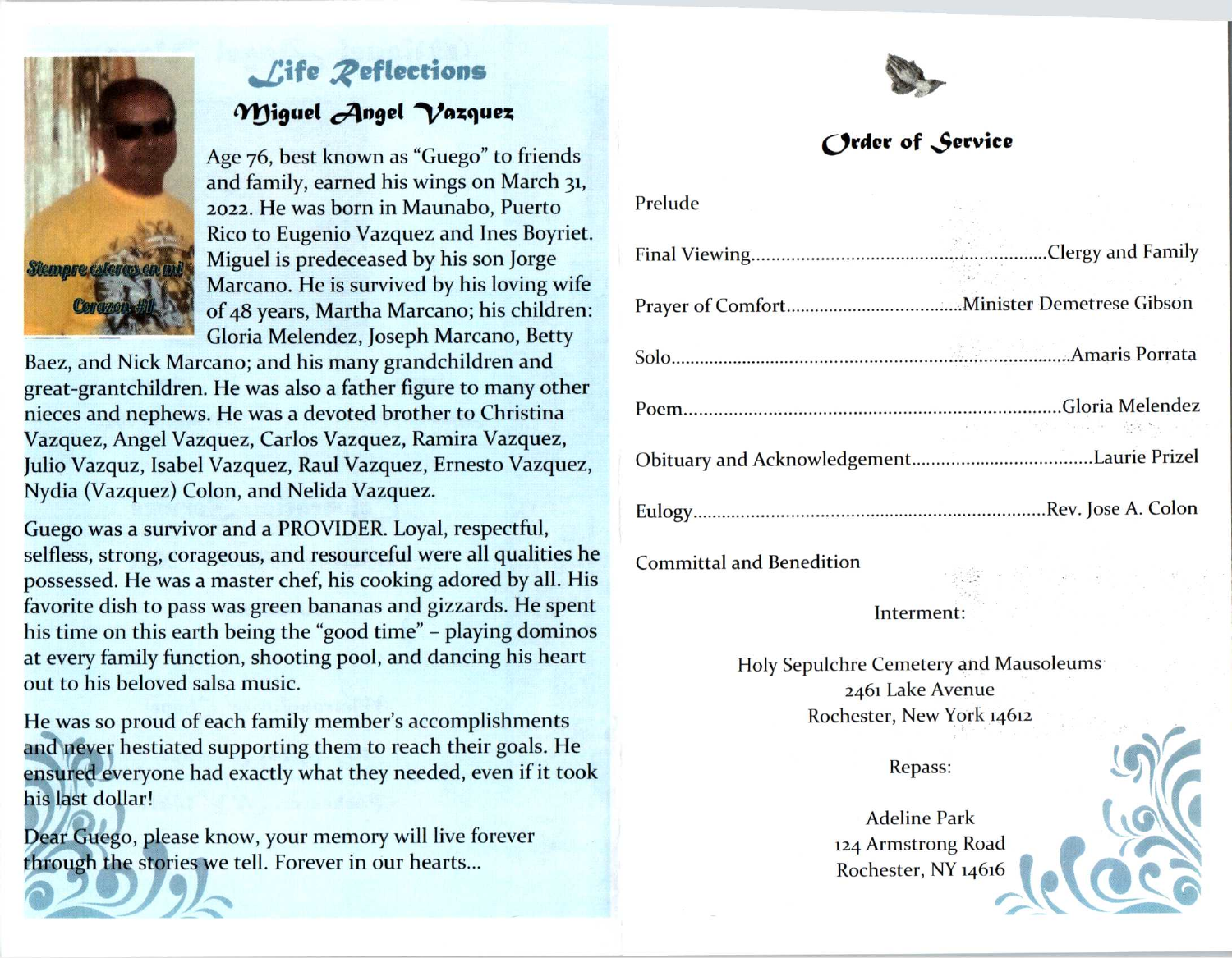# Life Reflections

## Miguel Angel Vazquez

Age 76, best known as "Guego" to friends and family, earned his wings on March 31, 2022. He was born in Maunabo, Puerto Rico to Eugenio Vazquez and Ines Boyriet. Miguel is predeceased by his son Jorge Marcano. He is survived by his loving wife of 48 years, Martha Marcano; his children: Gloria Melendez, Joseph Marcano, Betty Baez, and Nick Marcano; and his many grandchildren and great-grantchildren. He was also a father figure to many other nieces and nephews. He was a devoted brother to Christina Vazquez, Angel Vazquez, Carlos Vazquez, Ramira Vazquez, Julio Vazquz, Isabel Vazquez, Raul Vazquez, Ernesto Vazquez, Nydia (Vazquez) Colon, and Nelida Vazquez.

Guego was a survivor and a PROVIDER. Loyal, respectful, selfless, strong, corageous, and resourceful were all qualities he possessed. He was a master chef, his cooking adored by all. His favorite dish to pass was green bananas and gizzards. He spent his time on this earth being the "good time" – playing dominos at every family function, shooting pool, and dancing his heart out to his beloved salsa music.

He was so proud of each family member's accomplishments and never hestiated supporting them to reach their goals. He ensured everyone had exactly what they needed, even if it took his last dollar!

Dear Guego, please know, your memory will live forever through the stories we tell. Forever in our hearts...

## Order of Service

Prelude

Final Viewing........................................Clergy and Family

Prayer of Comfort........................................Minister Demetrese Gibson

Solo........................................Amaris Porrata

Poem........................................Gloria Melendez

Obituary and Acknowledgement........................................Laurie Prizel

Eulogy........................................Rev. Jose A. Colon

Committal and Benediction

Interment:

Holy Sepulchre Cemetery and Mausoleums
2461 Lake Avenue
Rochester, New York 14612

Repass:

Adeline Park
124 Armstrong Road
Rochester, NY 14616